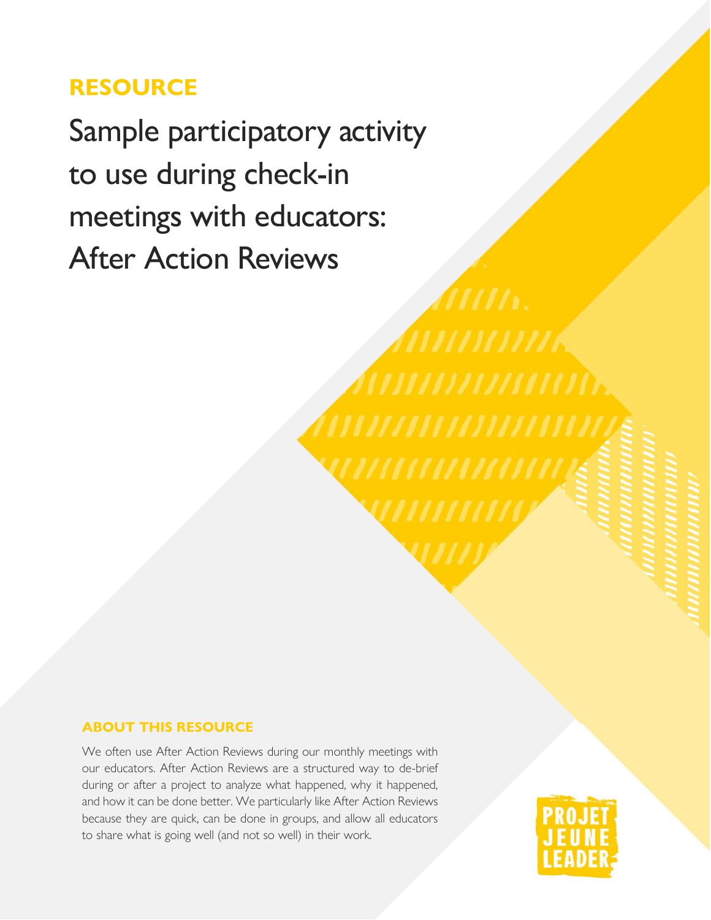**RESOURCE**

# Sample participatory activity to use during check-in meetings with educators: After Action Reviews

## ABOUT THIS RESOURCE

We often use After Action Reviews during our monthly meetings with our educators. After Action Reviews are a structured way to de-brief during or after a project to analyze what happened, why it happened, and how it can be done better. We particularly like After Action Reviews because they are quick, can be done in groups, and allow all educators to share what is going well (and not so well) in their work.

PROJET JEUNE LEADER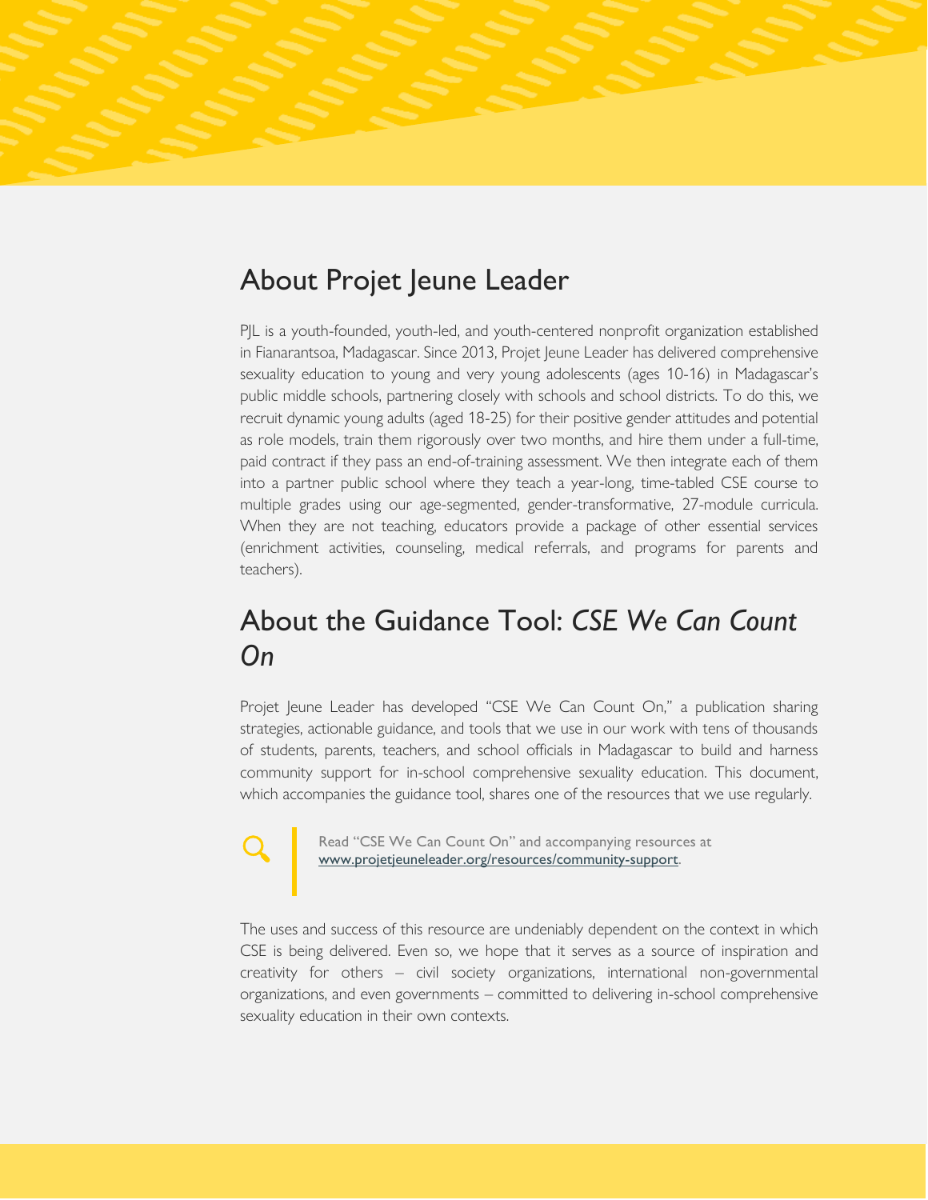## About Projet Jeune Leader

PJL is a youth-founded, youth-led, and youth-centered nonprofit organization established in Fianarantsoa, Madagascar. Since 2013, Projet Jeune Leader has delivered comprehensive sexuality education to young and very young adolescents (ages 10-16) in Madagascar's public middle schools, partnering closely with schools and school districts. To do this, we recruit dynamic young adults (aged 18-25) for their positive gender attitudes and potential as role models, train them rigorously over two months, and hire them under a full-time, paid contract if they pass an end-of-training assessment. We then integrate each of them into a partner public school where they teach a year-long, time-tabled CSE course to multiple grades using our age-segmented, gender-transformative, 27-module curricula. When they are not teaching, educators provide a package of other essential services (enrichment activities, counseling, medical referrals, and programs for parents and teachers).

## About the Guidance Tool: *CSE We Can Count On*

Projet Jeune Leader has developed "CSE We Can Count On," a publication sharing strategies, actionable guidance, and tools that we use in our work with tens of thousands of students, parents, teachers, and school officials in Madagascar to build and harness community support for in-school comprehensive sexuality education. This document, which accompanies the guidance tool, shares one of the resources that we use regularly.

> Read "CSE We Can Count On" and accompanying resources at [www.projetjeuneleader.org/resources/community-support](www.projetjeuneleader.org/resources/community-support).

The uses and success of this resource are undeniably dependent on the context in which CSE is being delivered. Even so, we hope that it serves as a source of inspiration and creativity for others – civil society organizations, international non-governmental organizations, and even governments – committed to delivering in-school comprehensive sexuality education in their own contexts.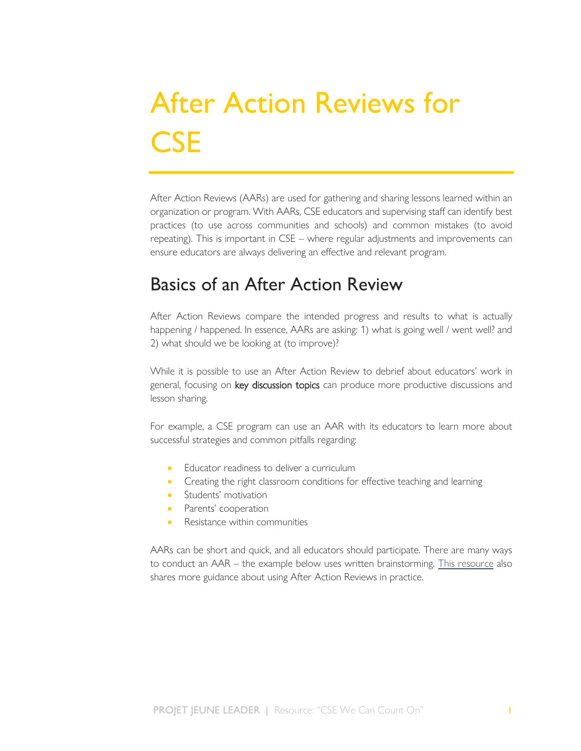# After Action Reviews for CSE

After Action Reviews (AARs) are used for gathering and sharing lessons learned within an organization or program. With AARs, CSE educators and supervising staff can identify best practices (to use across communities and schools) and common mistakes (to avoid repeating). This is important in CSE – where regular adjustments and improvements can ensure educators are always delivering an effective and relevant program.

## Basics of an After Action Review

After Action Reviews compare the intended progress and results to what is actually happening / happened. In essence, AARs are asking: 1) what is going well / went well? and 2) what should we be looking at (to improve)?

While it is possible to use an After Action Review to debrief about educators' work in general, focusing on key discussion topics can produce more productive discussions and lesson sharing.

For example, a CSE program can use an AAR with its educators to learn more about successful strategies and common pitfalls regarding:

- Educator readiness to deliver a curriculum
- Creating the right classroom conditions for effective teaching and learning
- Students' motivation
- Parents' cooperation
- Resistance within communities

AARs can be short and quick, and all educators should participate. There are many ways to conduct an AAR – the example below uses written brainstorming. This resource also shares more guidance about using After Action Reviews in practice.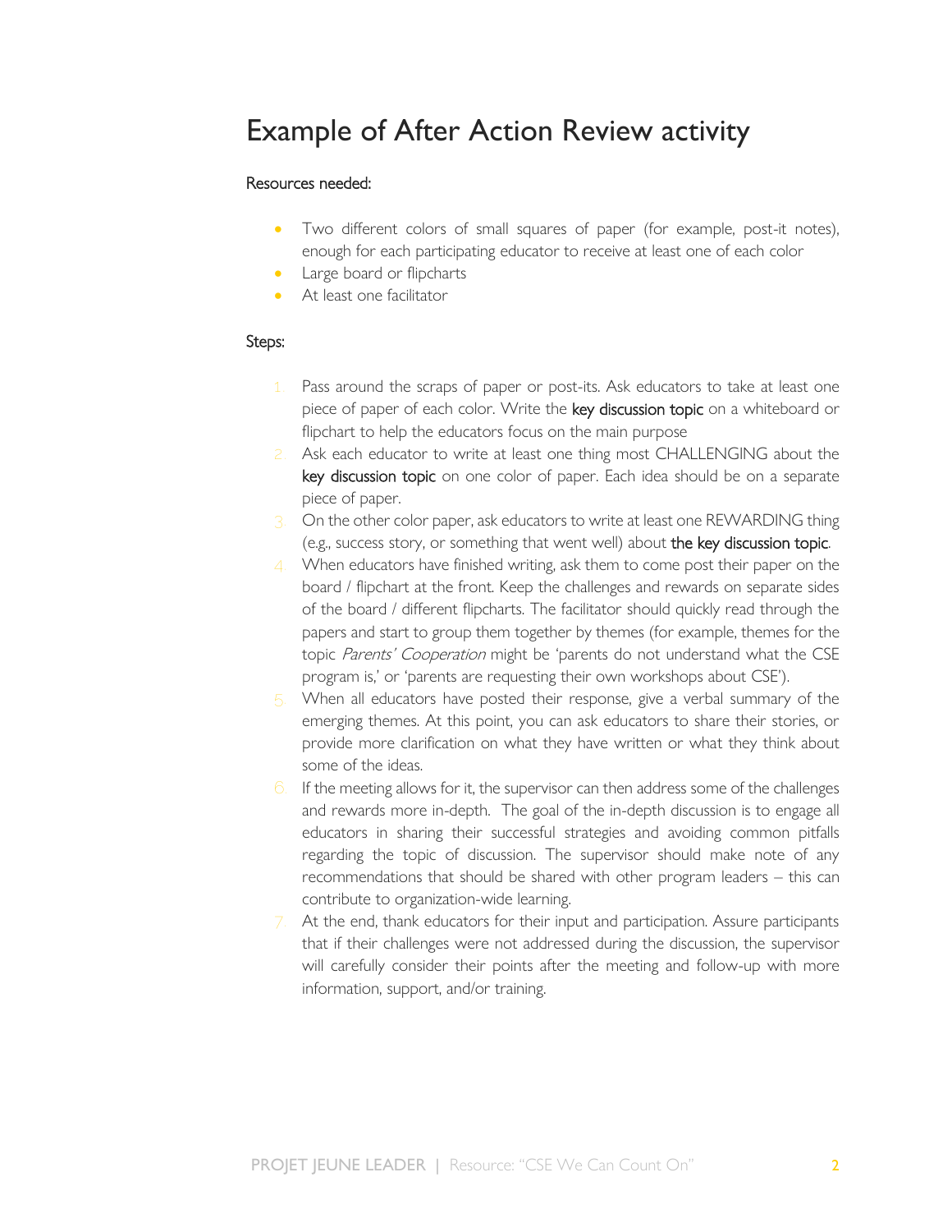# Example of After Action Review activity

Resources needed:

- Two different colors of small squares of paper (for example, post-it notes), enough for each participating educator to receive at least one of each color
- Large board or flipcharts
- At least one facilitator

Steps:

1. Pass around the scraps of paper or post-its. Ask educators to take at least one piece of paper of each color. Write the key discussion topic on a whiteboard or flipchart to help the educators focus on the main purpose
2. Ask each educator to write at least one thing most CHALLENGING about the key discussion topic on one color of paper. Each idea should be on a separate piece of paper.
3. On the other color paper, ask educators to write at least one REWARDING thing (e.g., success story, or something that went well) about the key discussion topic.
4. When educators have finished writing, ask them to come post their paper on the board / flipchart at the front. Keep the challenges and rewards on separate sides of the board / different flipcharts. The facilitator should quickly read through the papers and start to group them together by themes (for example, themes for the topic *Parents' Cooperation* might be 'parents do not understand what the CSE program is,' or 'parents are requesting their own workshops about CSE').
5. When all educators have posted their response, give a verbal summary of the emerging themes. At this point, you can ask educators to share their stories, or provide more clarification on what they have written or what they think about some of the ideas.
6. If the meeting allows for it, the supervisor can then address some of the challenges and rewards more in-depth. The goal of the in-depth discussion is to engage all educators in sharing their successful strategies and avoiding common pitfalls regarding the topic of discussion. The supervisor should make note of any recommendations that should be shared with other program leaders – this can contribute to organization-wide learning.
7. At the end, thank educators for their input and participation. Assure participants that if their challenges were not addressed during the discussion, the supervisor will carefully consider their points after the meeting and follow-up with more information, support, and/or training.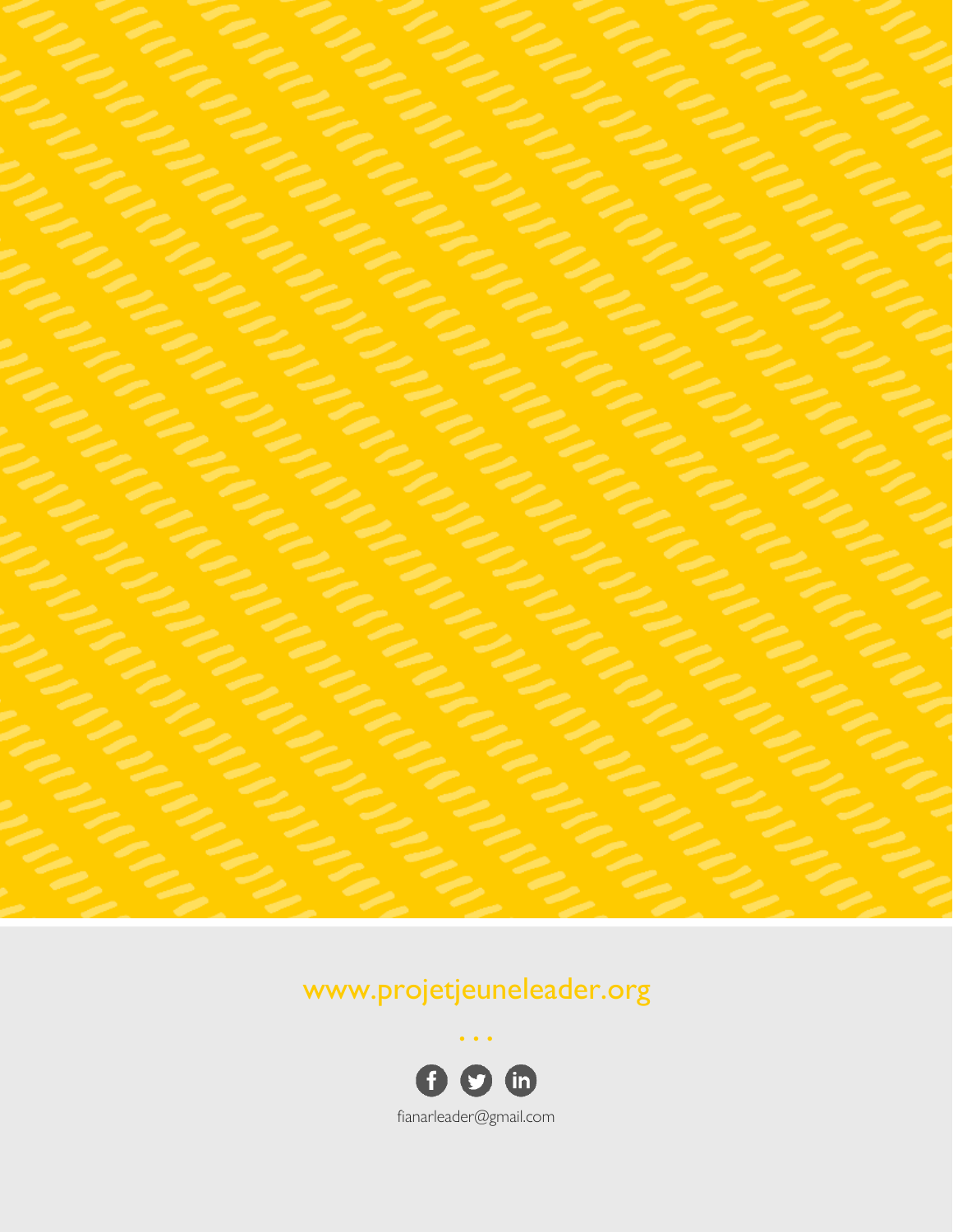www.projetjeuneleader.org

fianarleader@gmail.com